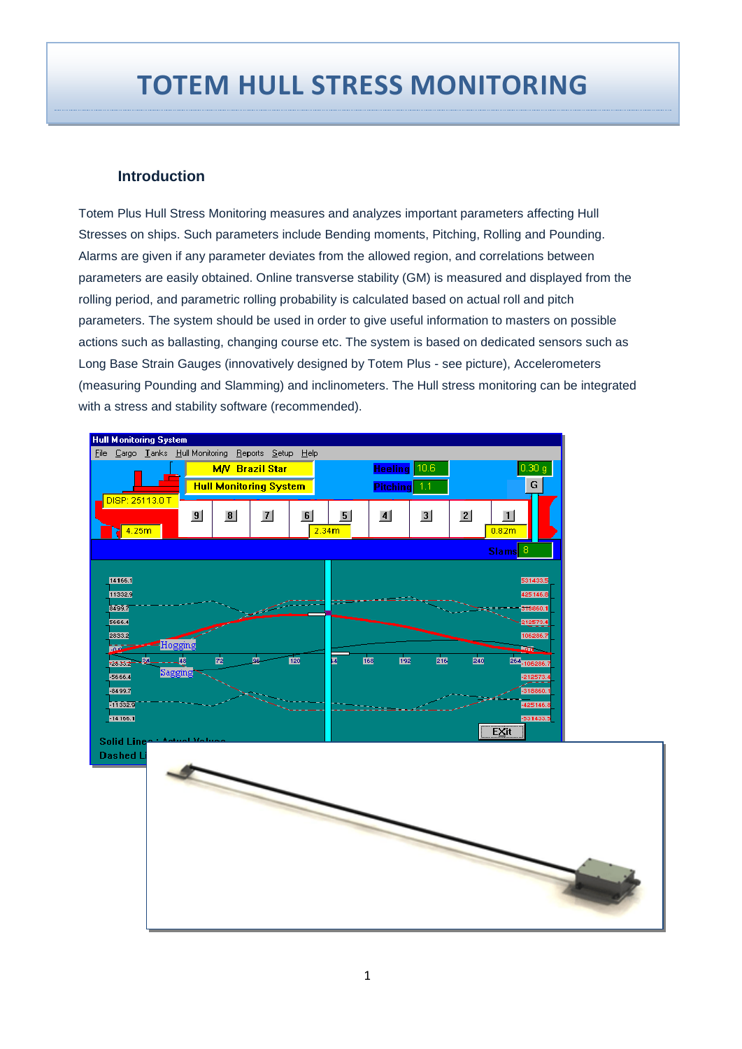# TOTEM HULL STRESS MONITORING

## Introduction

Totem Plus Hull Stress Monitoring measures and analyzes important parameters affecting Hull Stresses on ships. Such parameters include Bending moments, Pitching, Rolling and Pounding. Alarms are given if any parameter deviates from the allowed region, and correlations between parameters are easily obtained. Online transverse stability (GM) is measured and displayed from the rolling period, and parametric rolling probability is calculated based on actual roll and pitch parameters. The system should be used in order to give useful information to masters on possible actions such as ballasting, changing course etc. The system is based on dedicated sensors such as Long Base Strain Gauges (innovatively designed by Totem Plus - see picture), Accelerometers (measuring Pounding and Slamming) and inclinometers. The Hull stress monitoring can be integrated with a stress and stability software (recommended).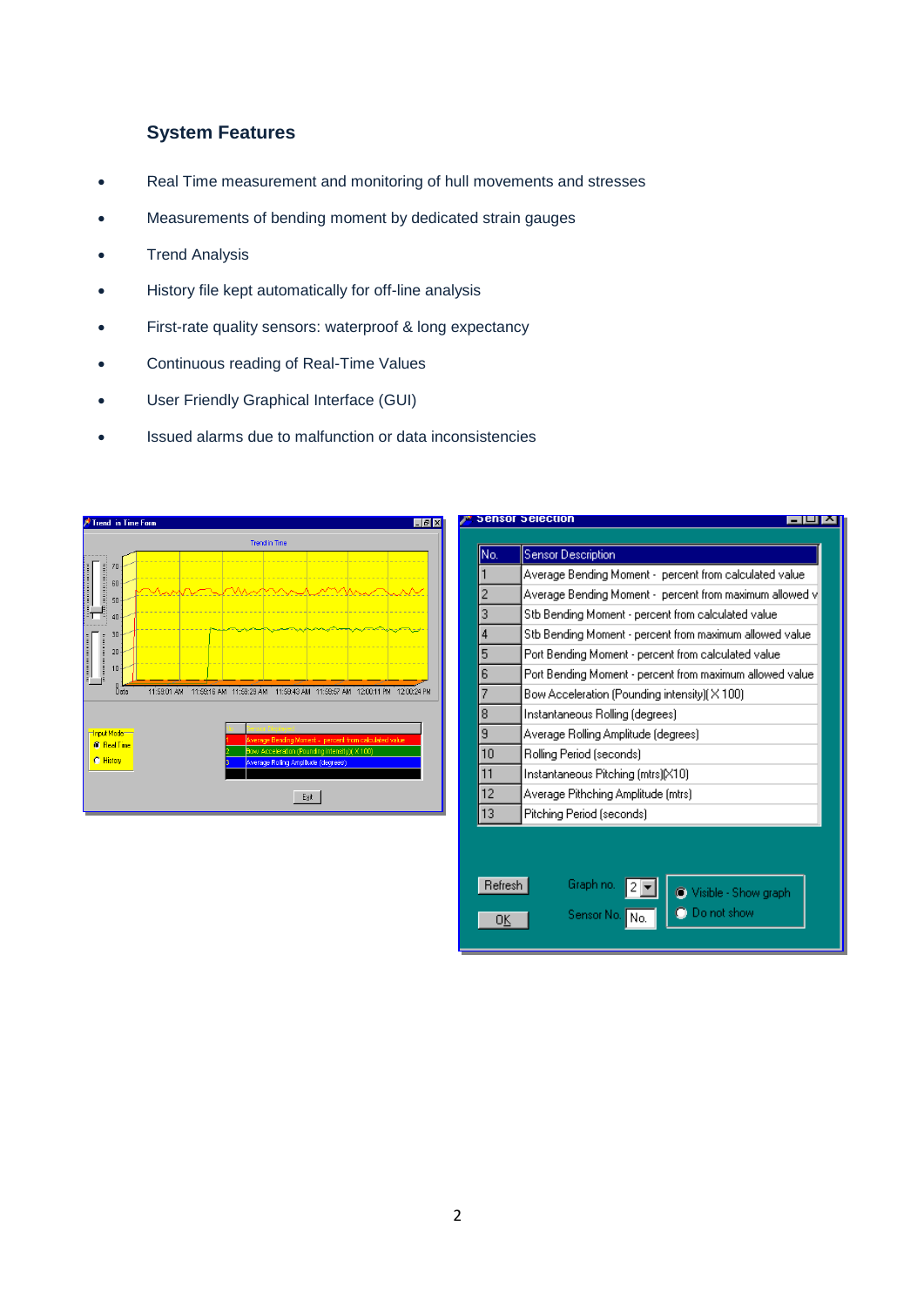### System Features

- Real Time measurement and monitoring of hull movements and stresses
- Measurements of bending moment by dedicated strain gauges
- Trend Analysis
- History file kept automatically for off-line analysis
- First-rate quality sensors: waterproof & long expectancy
- Continuous reading of Real-Time Values
- User Friendly Graphical Interface (GUI)
- Issued alarms due to malfunction or data inconsistencies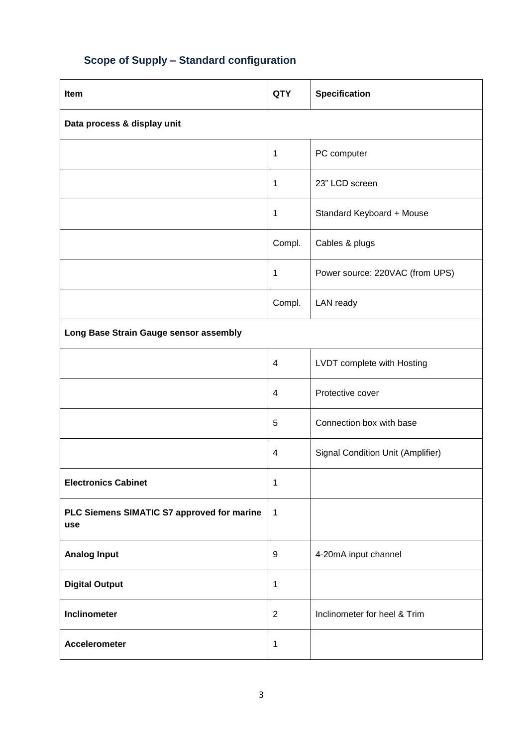## Scope of Supply – Standard configuration

| Item | QTY | Specification |
| --- | --- | --- |
| **Data process & display unit** | | |
| | 1 | PC computer |
| | 1 | 23" LCD screen |
| | 1 | Standard Keyboard + Mouse |
| | Compl. | Cables & plugs |
| | 1 | Power source: 220VAC (from UPS) |
| | Compl. | LAN ready |
| **Long Base Strain Gauge sensor assembly** | | |
| | 4 | LVDT complete with Hosting |
| | 4 | Protective cover |
| | 5 | Connection box with base |
| | 4 | Signal Condition Unit (Amplifier) |
| **Electronics Cabinet** | 1 | |
| **PLC Siemens SIMATIC S7 approved for marine use** | 1 | |
| **Analog Input** | 9 | 4-20mA input channel |
| **Digital Output** | 1 | |
| **Inclinometer** | 2 | Inclinometer for heel & Trim |
| **Accelerometer** | 1 | |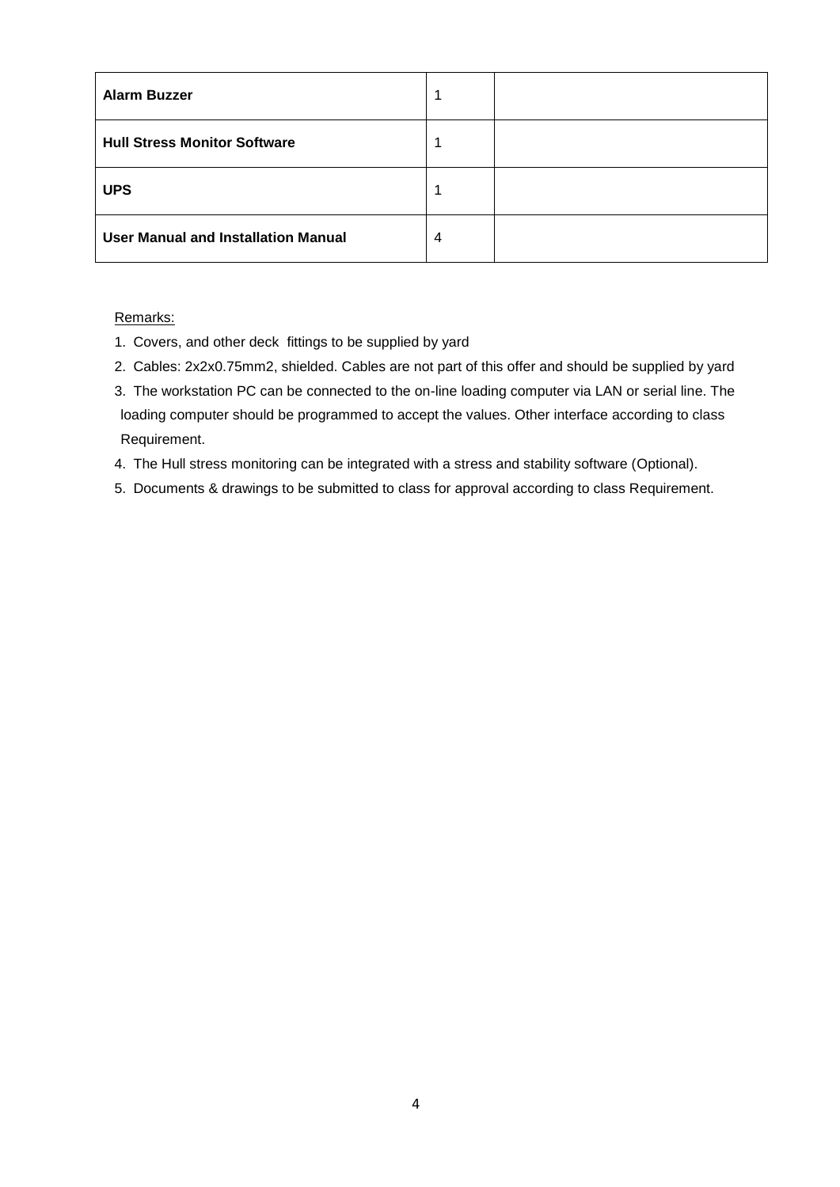| **Alarm Buzzer** | 1 | |
|---|---|---|
| **Hull Stress Monitor Software** | 1 | |
| **UPS** | 1 | |
| **User Manual and Installation Manual** | 4 | |

Remarks:

1. Covers, and other deck fittings to be supplied by yard
2. Cables: 2x2x0.75mm2, shielded. Cables are not part of this offer and should be supplied by yard
3. The workstation PC can be connected to the on-line loading computer via LAN or serial line. The loading computer should be programmed to accept the values. Other interface according to class Requirement.
4. The Hull stress monitoring can be integrated with a stress and stability software (Optional).
5. Documents & drawings to be submitted to class for approval according to class Requirement.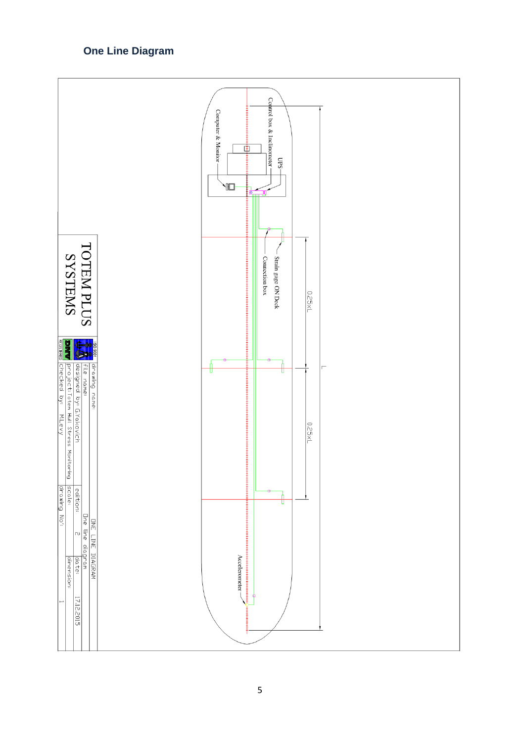## One Line Diagram

Control box & Inclinometer

Computer & Monitor

UPS

Strain gage ON Deck

Connection box

0.25xL

0.25xL

L

Accelerometer

TOTEM PLUS SYSTEMS

ISO 9001

DNV REGISTERED

| drawing name: | ONE LINE DIAGRAM | | |
|---|---|---|---|
| file name: | One line diagram | | |
| designed by: G.Yakovich | edition: 2 | date: | 17.12.2015 |
| project: Totem Hull Stress Monitoring | scale: | dimension: | |
| Checked by: M.Levy | drawing No': | | 1 |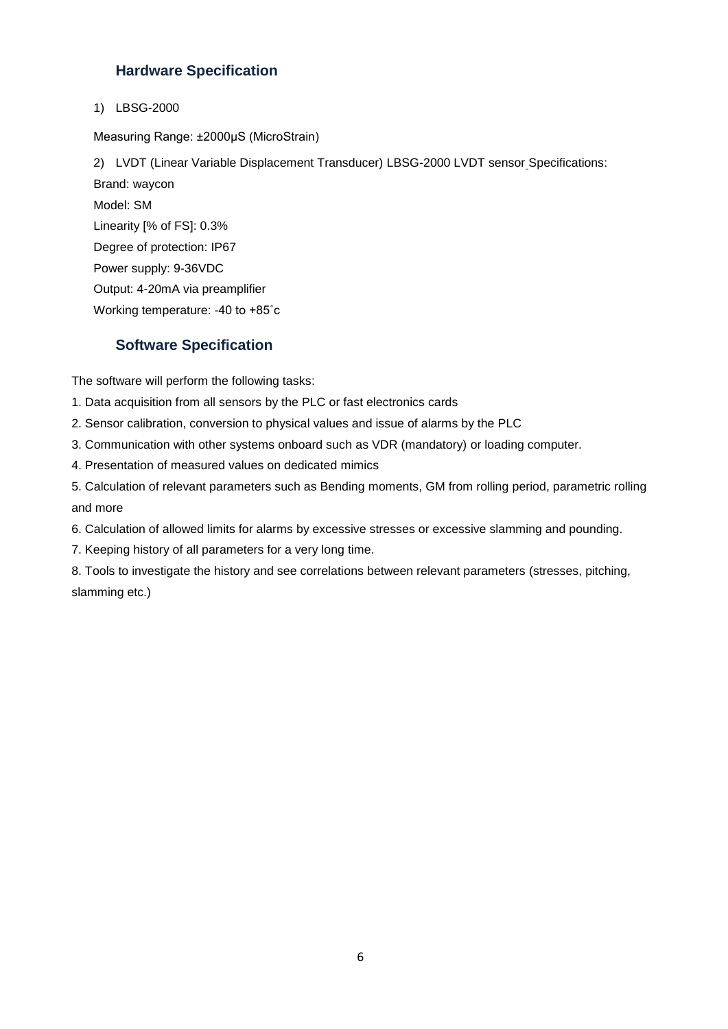## Hardware Specification

1) LBSG-2000

Measuring Range: ±2000μS (MicroStrain)

2) LVDT (Linear Variable Displacement Transducer) LBSG-2000 LVDT sensor Specifications:

Brand: waycon

Model: SM

Linearity [% of FS]: 0.3%

Degree of protection: IP67

Power supply: 9-36VDC

Output: 4-20mA via preamplifier

Working temperature: -40 to +85˚c

## Software Specification

The software will perform the following tasks:

1. Data acquisition from all sensors by the PLC or fast electronics cards
2. Sensor calibration, conversion to physical values and issue of alarms by the PLC
3. Communication with other systems onboard such as VDR (mandatory) or loading computer.
4. Presentation of measured values on dedicated mimics
5. Calculation of relevant parameters such as Bending moments, GM from rolling period, parametric rolling and more
6. Calculation of allowed limits for alarms by excessive stresses or excessive slamming and pounding.
7. Keeping history of all parameters for a very long time.
8. Tools to investigate the history and see correlations between relevant parameters (stresses, pitching, slamming etc.)